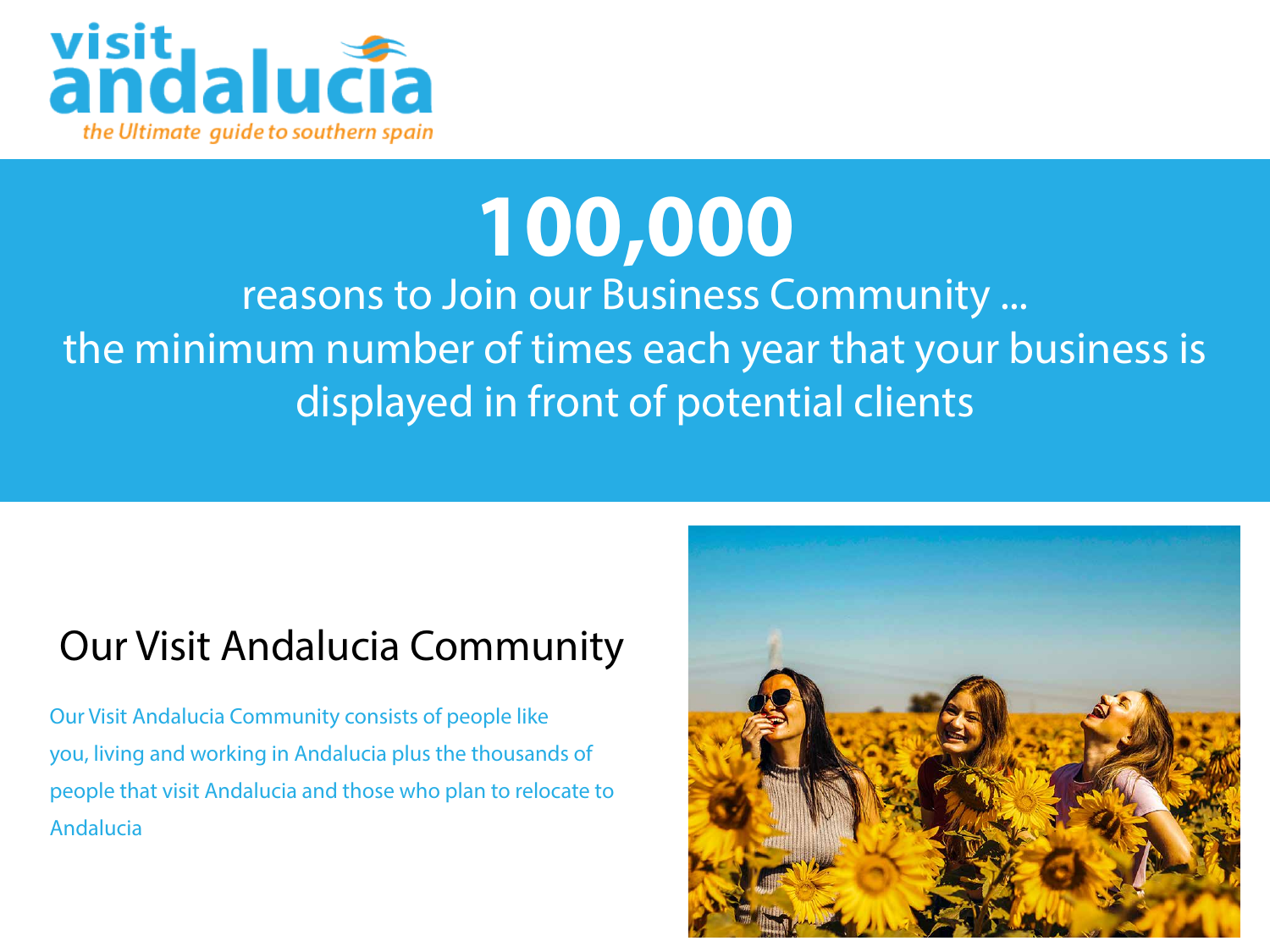visit andalucia

*the Ultimate guide to southern spain*

# 100,000

reasons to Join our Business Community ...
the minimum number of times each year that your business is displayed in front of potential clients

## Our Visit Andalucia Community

Our Visit Andalucia Community consists of people like you, living and working in Andalucia plus the thousands of people that visit Andalucia and those who plan to relocate to Andalucia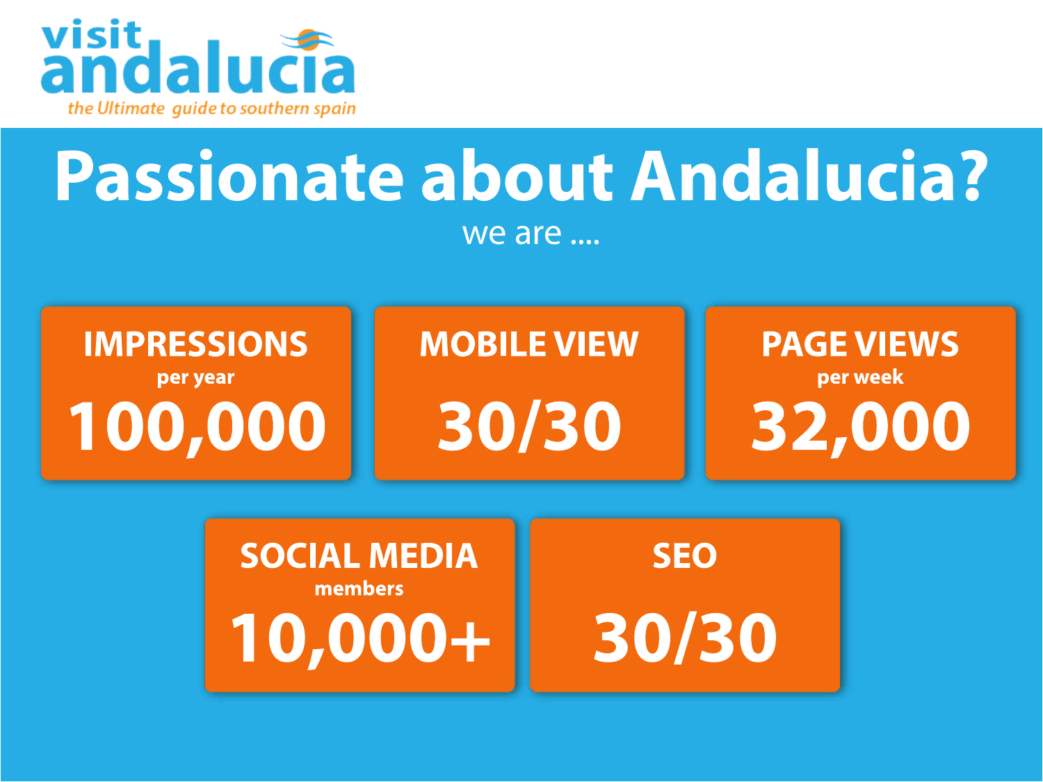visit andalucia

*the Ultimate guide to southern spain*

# Passionate about Andalucia?

we are ....

**IMPRESSIONS**
per year
**100,000**

**MOBILE VIEW**
**30/30**

**PAGE VIEWS**
per week
**32,000**

**SOCIAL MEDIA**
members
**10,000+**

**SEO**
**30/30**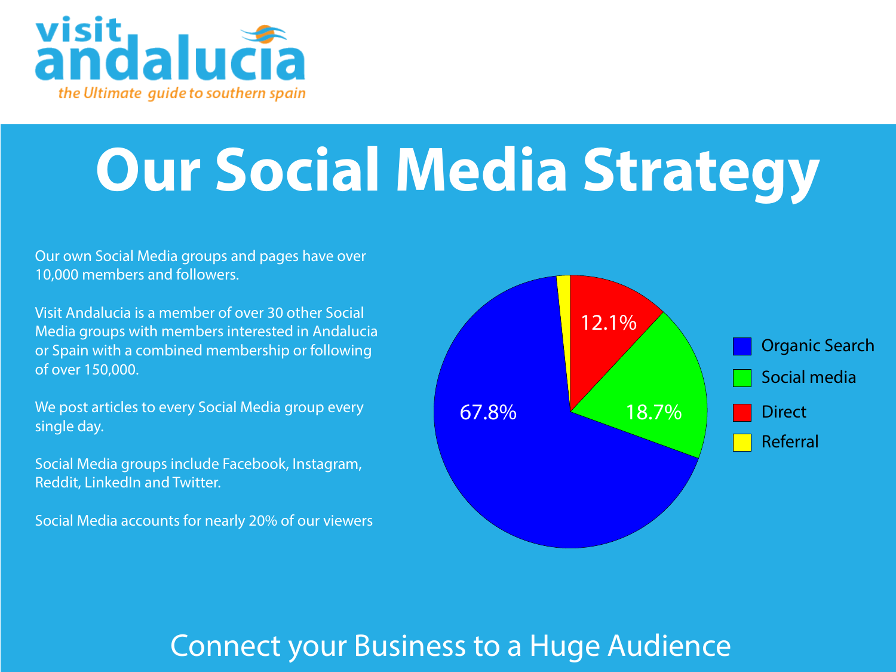visit andalucia

the Ultimate guide to southern spain

# Our Social Media Strategy

Our own Social Media groups and pages have over 10,000 members and followers.

Visit Andalucia is a member of over 30 other Social Media groups with members interested in Andalucia or Spain with a combined membership or following of over 150,000.

We post articles to every Social Media group every single day.

Social Media groups include Facebook, Instagram, Reddit, LinkedIn and Twitter.

Social Media accounts for nearly 20% of our viewers

| Source | Share |
|---|---|
| Organic Search | 67.8% |
| Social media | 18.7% |
| Direct | 12.1% |
| Referral | |

## Connect your Business to a Huge Audience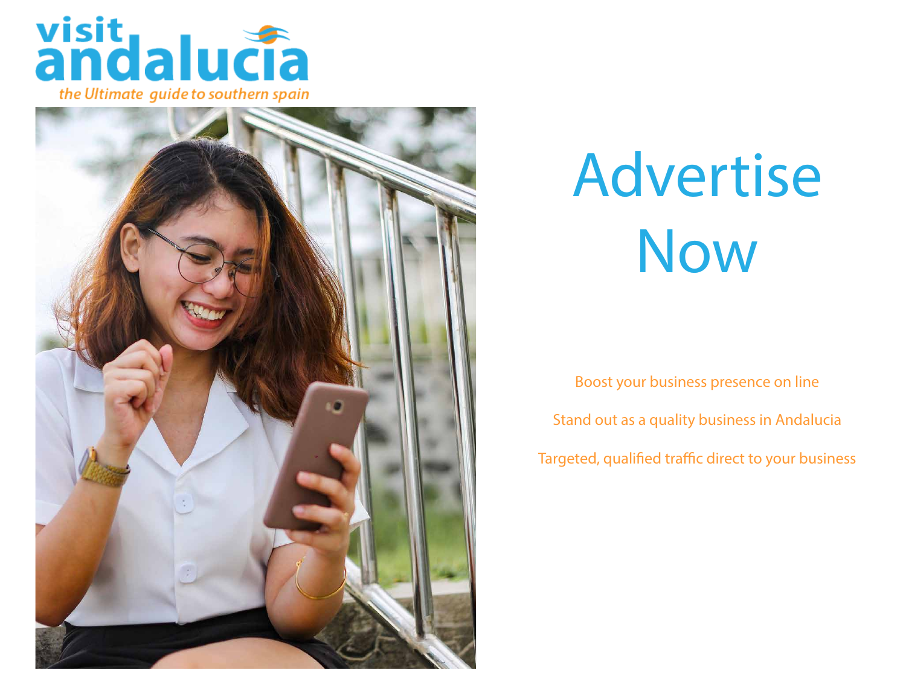visit andalucia

*the Ultimate guide to southern spain*

# Advertise Now

Boost your business presence on line

Stand out as a quality business in Andalucia

Targeted, qualified traffic direct to your business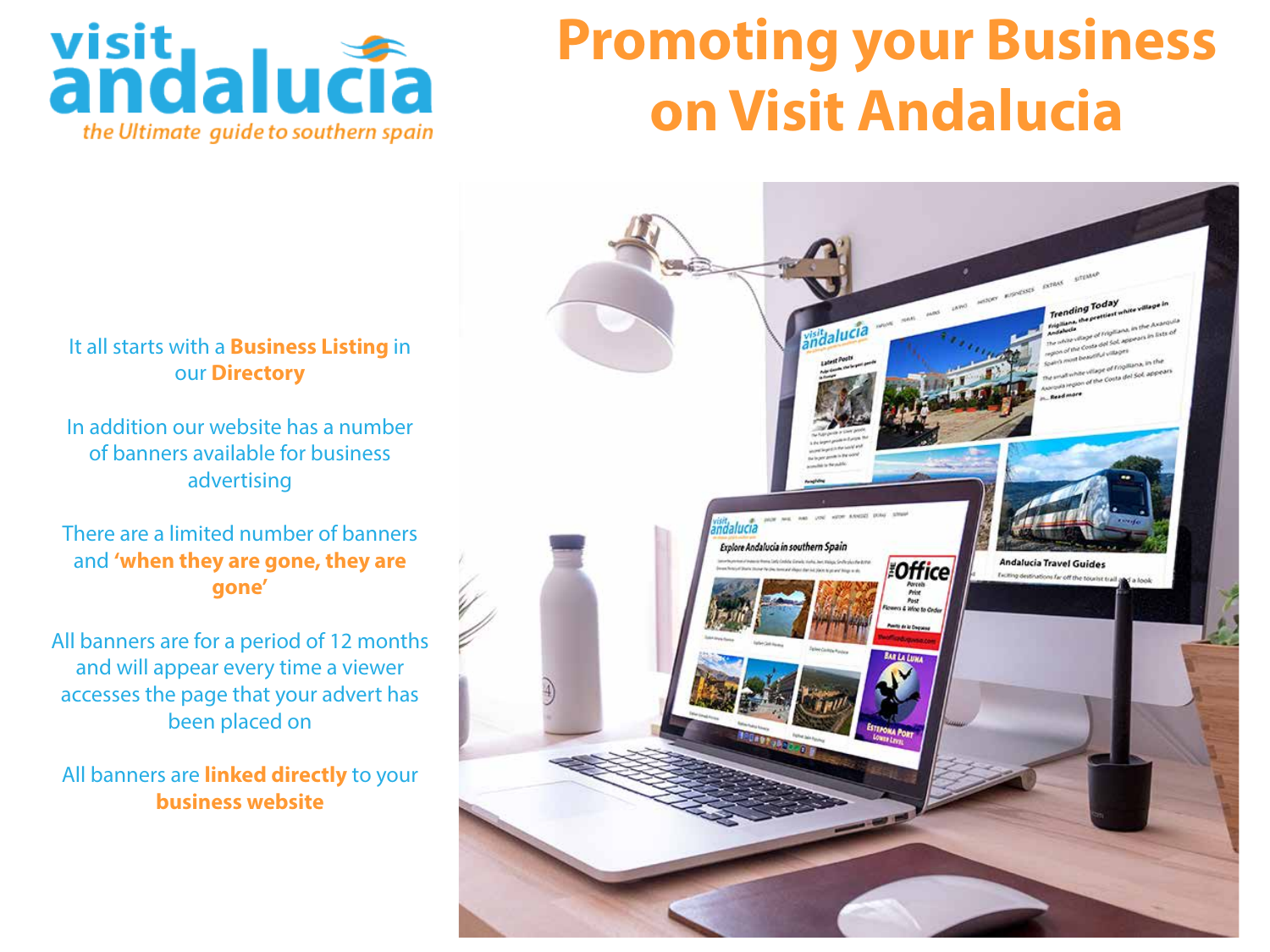visit andalucia

*the Ultimate guide to southern spain*

# Promoting your Business on Visit Andalucia

It all starts with a **Business Listing** in our **Directory**

In addition our website has a number of banners available for business advertising

There are a limited number of banners and **'when they are gone, they are gone'**

All banners are for a period of 12 months and will appear every time a viewer accesses the page that your advert has been placed on

All banners are **linked directly** to your **business website**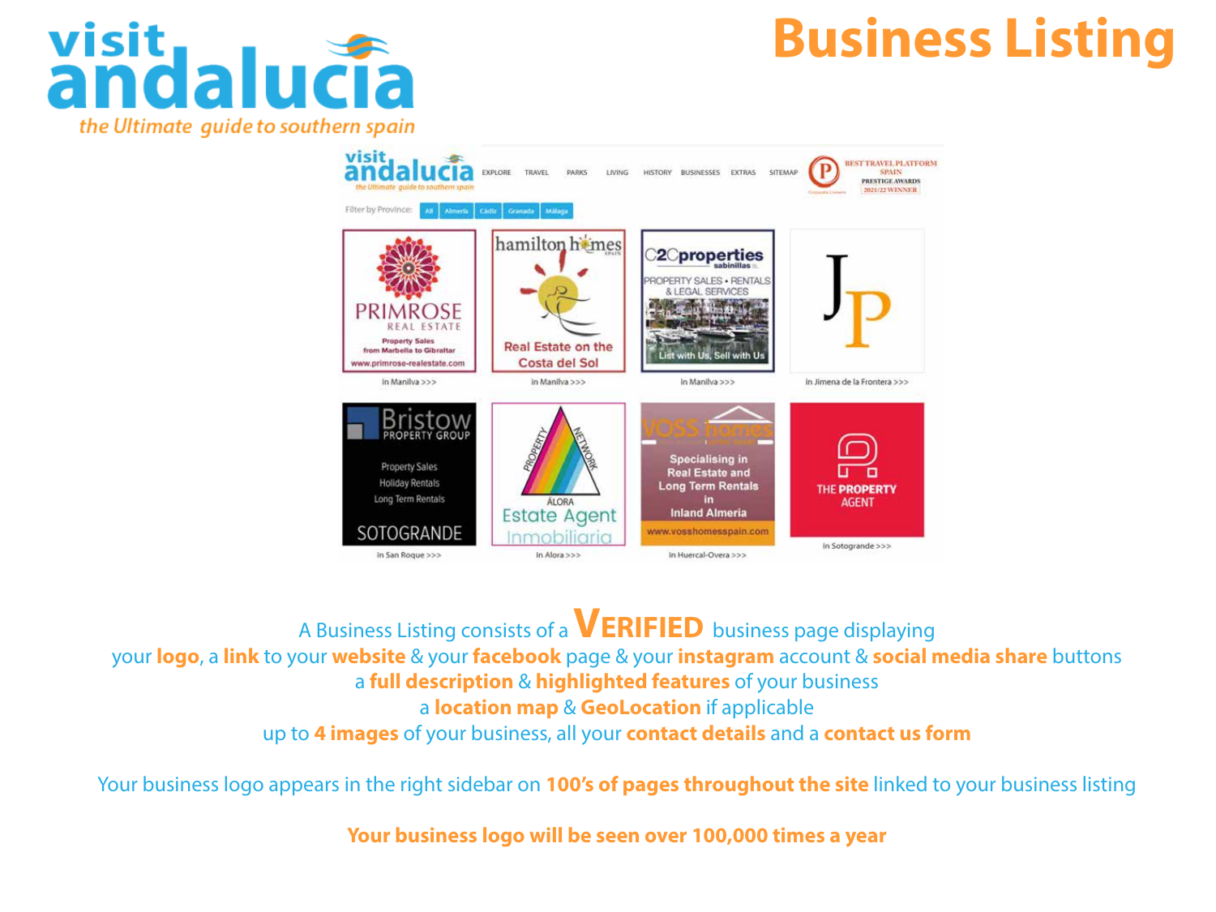# Business Listing

A Business Listing consists of a **VERIFIED** business page displaying
your **logo**, a **link** to your **website** & your **facebook** page & your **instagram** account & **social media share** buttons
a **full description** & **highlighted features** of your business
a **location map** & **GeoLocation** if applicable
up to **4 images** of your business, all your **contact details** and a **contact us form**

Your business logo appears in the right sidebar on **100's of pages throughout the site** linked to your business listing

**Your business logo will be seen over 100,000 times a year**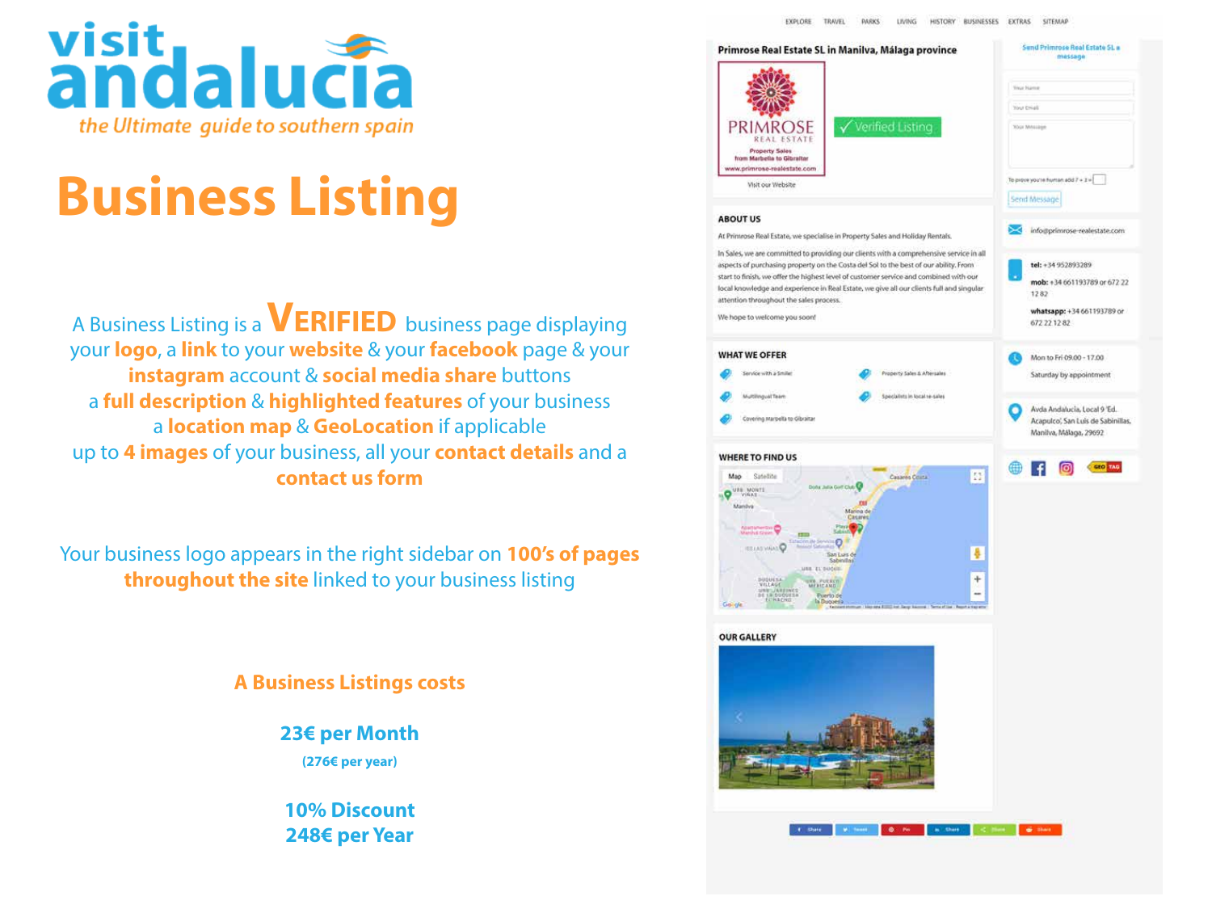# visit andalucia

*the Ultimate guide to southern spain*

# Business Listing

A Business Listing is a **VERIFIED** business page displaying your **logo**, a **link** to your **website** & your **facebook** page & your **instagram** account & **social media share** buttons a **full description** & **highlighted features** of your business a **location map** & **GeoLocation** if applicable up to **4 images** of your business, all your **contact details** and a **contact us form**

Your business logo appears in the right sidebar on **100's of pages throughout the site** linked to your business listing

**A Business Listings costs**

**23€ per Month**

**(276€ per year)**

**10% Discount**
**248€ per Year**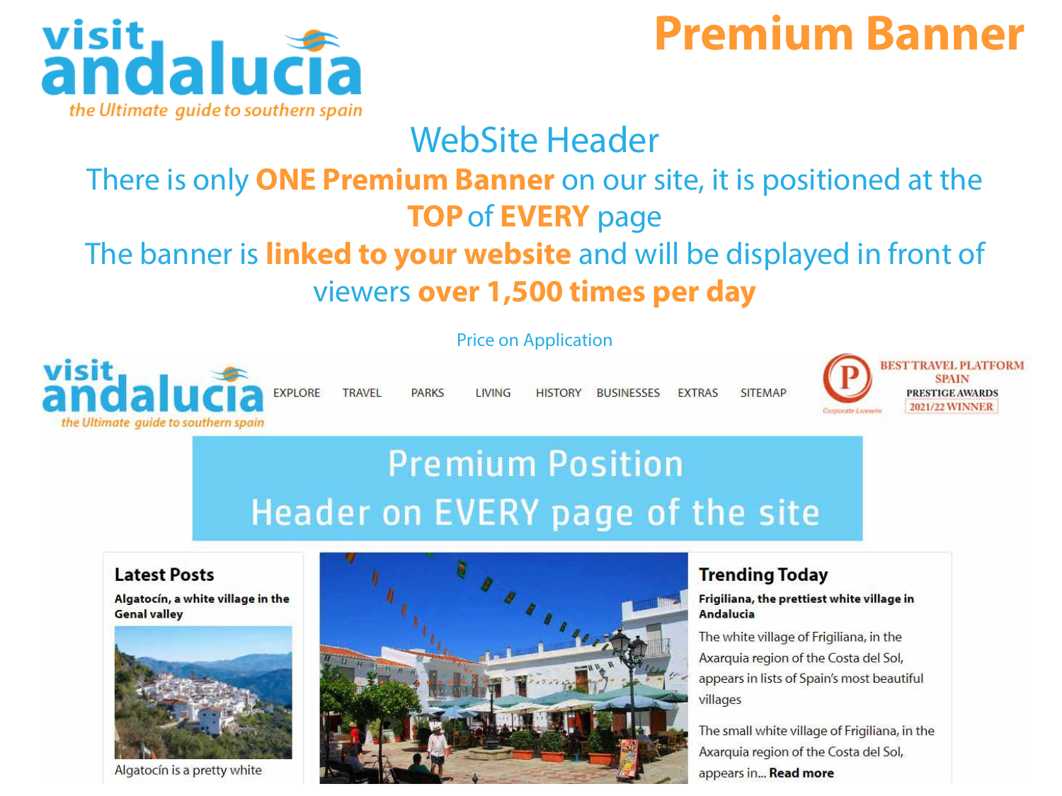visit andalucia

*the Ultimate guide to southern spain*

# Premium Banner

## WebSite Header

There is only **ONE Premium Banner** on our site, it is positioned at the **TOP** of **EVERY** page

The banner is **linked to your website** and will be displayed in front of viewers **over 1,500 times per day**

Price on Application

visit andalucia

*the Ultimate guide to southern spain*

EXPLORE TRAVEL PARKS LIVING HISTORY BUSINESSES EXTRAS SITEMAP

BEST TRAVEL PLATFORM SPAIN
PRESTIGE AWARDS
2021/22 WINNER

Premium Position
Header on EVERY page of the site

**Latest Posts**

**Algatocín, a white village in the Genal valley**

Algatocín is a pretty white

**Trending Today**

**Frigiliana, the prettiest white village in Andalucia**

The white village of Frigiliana, in the Axarquia region of the Costa del Sol, appears in lists of Spain's most beautiful villages

The small white village of Frigiliana, in the Axarquia region of the Costa del Sol, appears in... **Read more**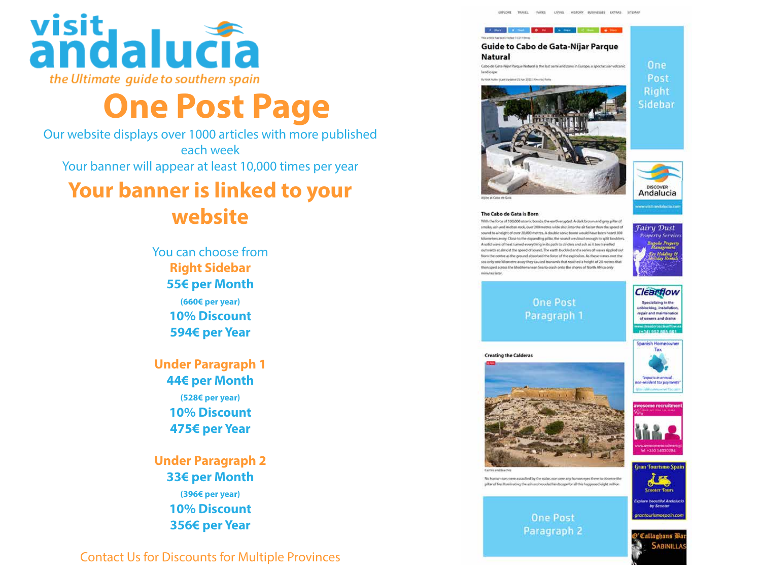visit andalucia

*the Ultimate guide to southern spain*

# One Post Page

Our website displays over 1000 articles with more published each week

Your banner will appear at least 10,000 times per year

## Your banner is linked to your website

You can choose from

**Right Sidebar**

**55€ per Month**

**(660€ per year)**

**10% Discount**

**594€ per Year**

**Under Paragraph 1**

**44€ per Month**

**(528€ per year)**

**10% Discount**

**475€ per Year**

**Under Paragraph 2**

**33€ per Month**

**(396€ per year)**

**10% Discount**

**356€ per Year**

Contact Us for Discounts for Multiple Provinces

One Post Right Sidebar

One Post Paragraph 1

One Post Paragraph 2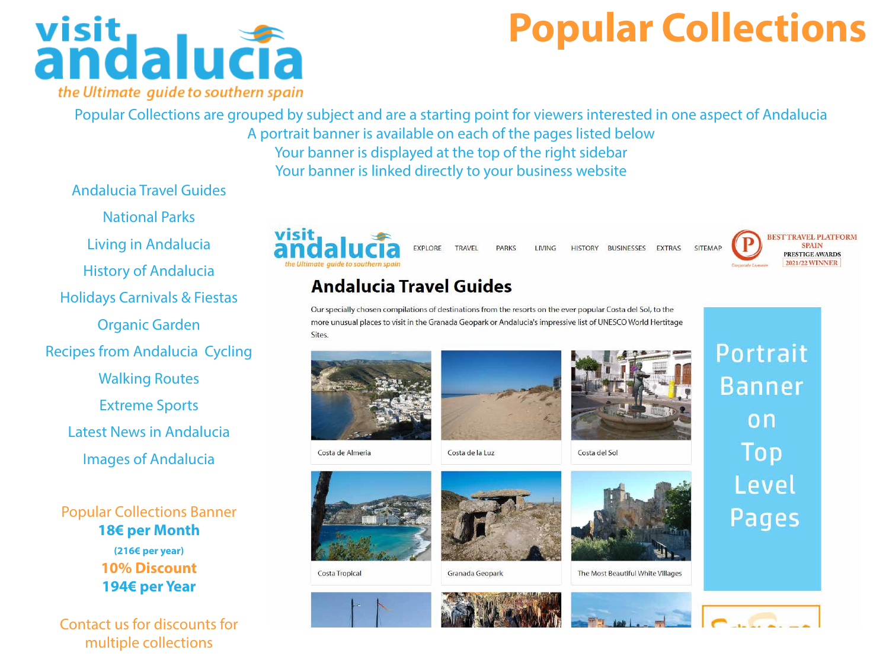visit andalucia

*the Ultimate guide to southern spain*

# Popular Collections

Popular Collections are grouped by subject and are a starting point for viewers interested in one aspect of Andalucia

A portrait banner is available on each of the pages listed below

Your banner is displayed at the top of the right sidebar

Your banner is linked directly to your business website

- Andalucia Travel Guides
- National Parks
- Living in Andalucia
- History of Andalucia
- Holidays Carnivals & Fiestas
- Organic Garden
- Recipes from Andalucia Cycling
- Walking Routes
- Extreme Sports
- Latest News in Andalucia
- Images of Andalucia

Popular Collections Banner

**18€ per Month**

**(216€ per year)**

**10% Discount**

**194€ per Year**

Contact us for discounts for multiple collections

visit andalucia *the Ultimate guide to southern spain*

EXPLORE TRAVEL PARKS LIVING HISTORY BUSINESSES EXTRAS SITEMAP

BEST TRAVEL PLATFORM SPAIN PRESTIGE AWARDS 2021/22 WINNER

## Andalucia Travel Guides

Our specially chosen compilations of destinations from the resorts on the ever popular Costa del Sol, to the more unusual places to visit in the Granada Geopark or Andalucia's impressive list of UNESCO World Heritage Sites.

Costa de Almeria | Costa de la Luz | Costa del Sol

Costa Tropical | Granada Geopark | The Most Beautiful White Villages

Portrait Banner on Top Level Pages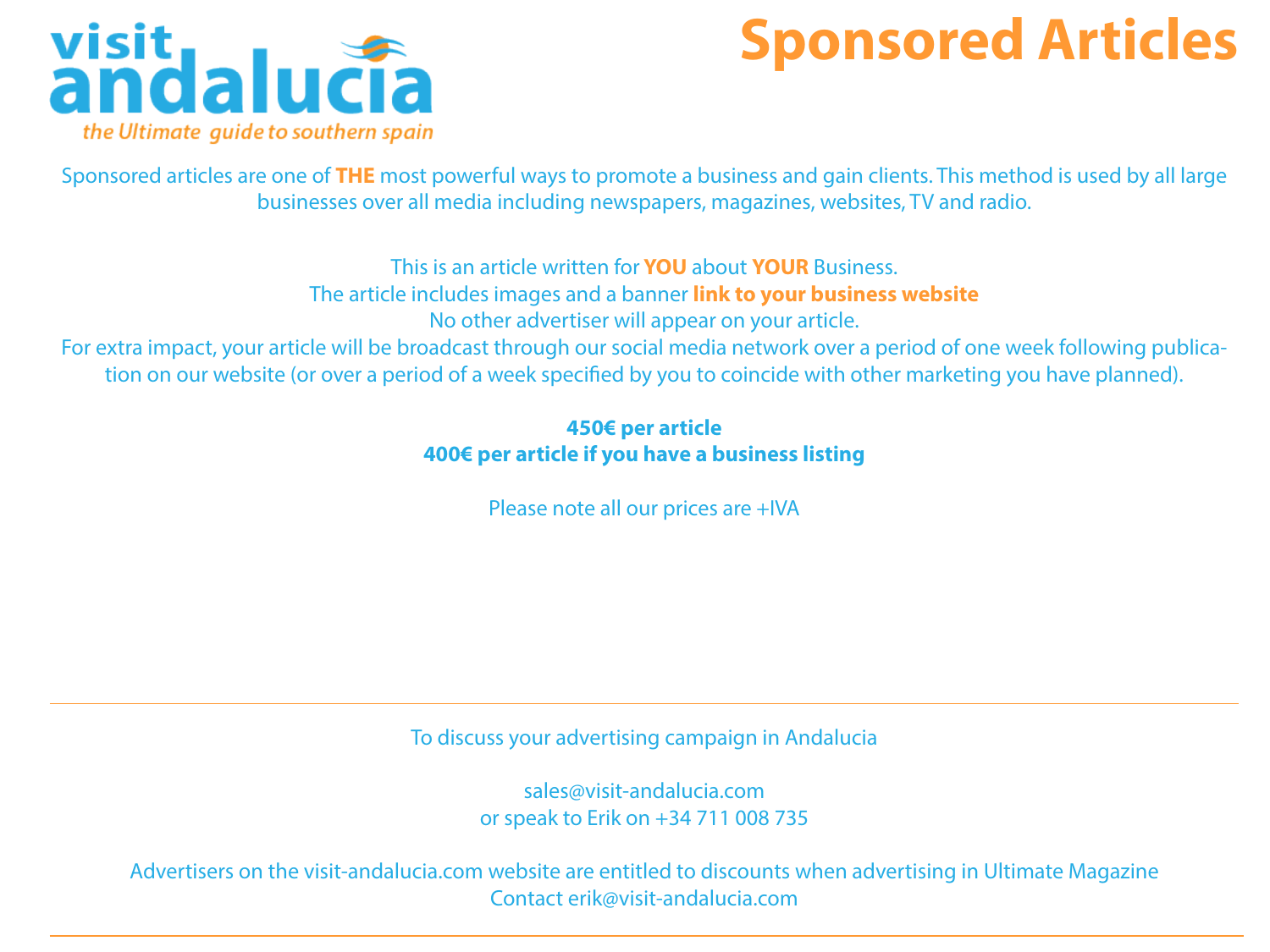visit andalucia

*the Ultimate guide to southern spain*

# Sponsored Articles

Sponsored articles are one of **THE** most powerful ways to promote a business and gain clients. This method is used by all large businesses over all media including newspapers, magazines, websites, TV and radio.

This is an article written for **YOU** about **YOUR** Business.
The article includes images and a banner **link to your business website**
No other advertiser will appear on your article.
For extra impact, your article will be broadcast through our social media network over a period of one week following publication on our website (or over a period of a week specified by you to coincide with other marketing you have planned).

**450€ per article**
**400€ per article if you have a business listing**

Please note all our prices are +IVA

---

To discuss your advertising campaign in Andalucia

sales@visit-andalucia.com
or speak to Erik on +34 711 008 735

Advertisers on the visit-andalucia.com website are entitled to discounts when advertising in Ultimate Magazine
Contact erik@visit-andalucia.com